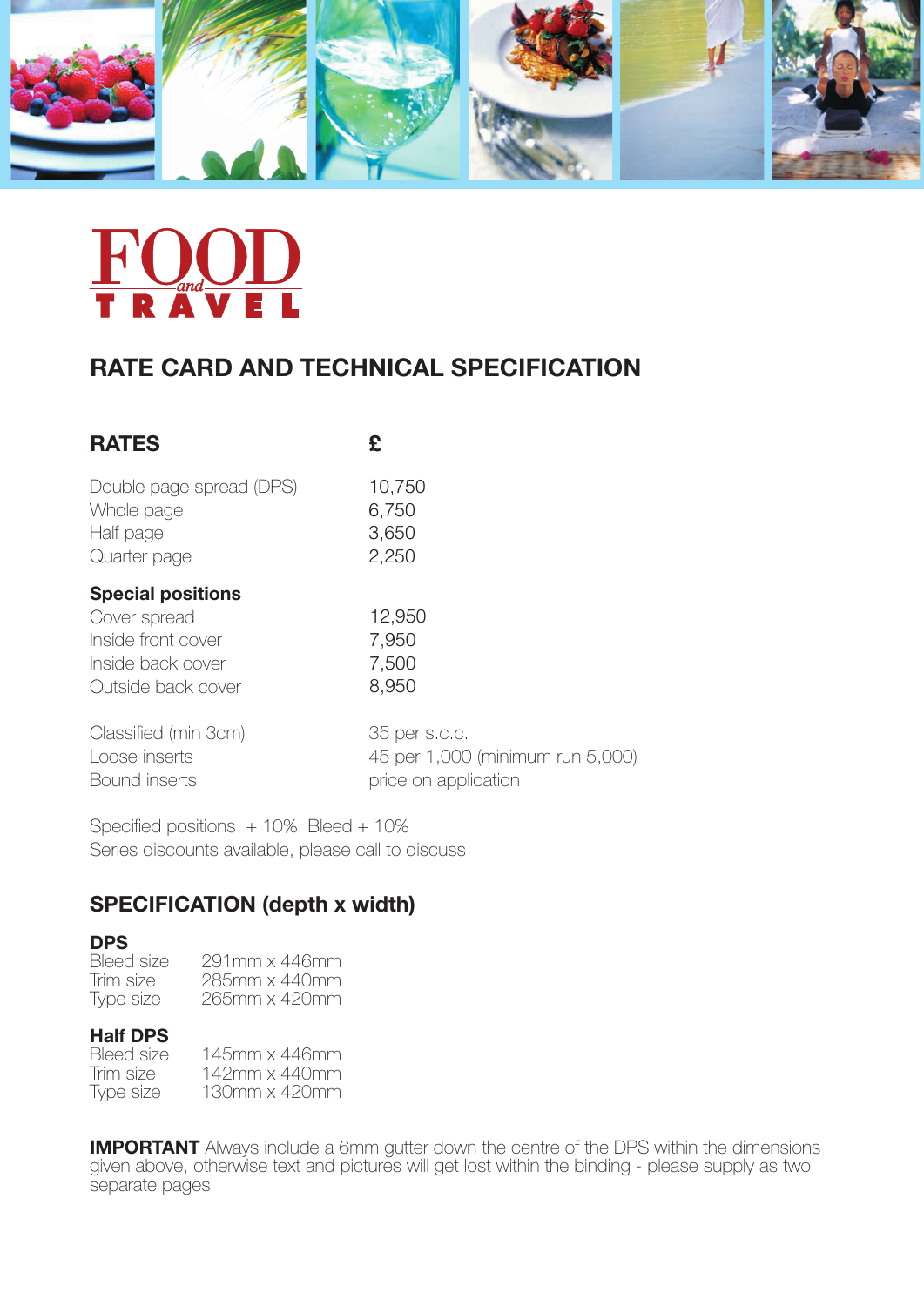# FOOD and TRAVEL

## RATE CARD AND TECHNICAL SPECIFICATION

| RATES | £ |
|---|---|
| Double page spread (DPS) | 10,750 |
| Whole page | 6,750 |
| Half page | 3,650 |
| Quarter page | 2,250 |
| **Special positions** | |
| Cover spread | 12,950 |
| Inside front cover | 7,950 |
| Inside back cover | 7,500 |
| Outside back cover | 8,950 |
| Classified (min 3cm) | 35 per s.c.c. |
| Loose inserts | 45 per 1,000 (minimum run 5,000) |
| Bound inserts | price on application |

Specified positions + 10%. Bleed + 10%
Series discounts available, please call to discuss

## SPECIFICATION (depth x width)

**DPS**

| | |
|---|---|
| Bleed size | 291mm x 446mm |
| Trim size | 285mm x 440mm |
| Type size | 265mm x 420mm |

**Half DPS**

| | |
|---|---|
| Bleed size | 145mm x 446mm |
| Trim size | 142mm x 440mm |
| Type size | 130mm x 420mm |

**IMPORTANT** Always include a 6mm gutter down the centre of the DPS within the dimensions given above, otherwise text and pictures will get lost within the binding - please supply as two separate pages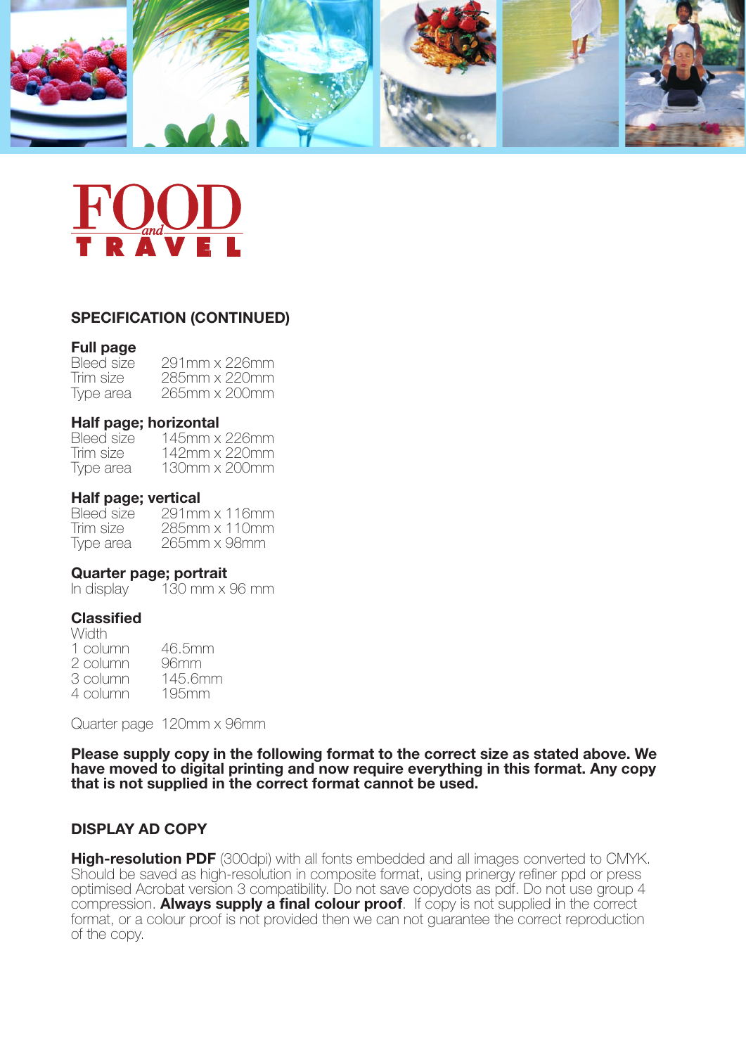FOOD *and* TRAVEL

## SPECIFICATION (CONTINUED)

### Full page

| | |
|---|---|
| Bleed size | 291mm x 226mm |
| Trim size | 285mm x 220mm |
| Type area | 265mm x 200mm |

### Half page; horizontal

| | |
|---|---|
| Bleed size | 145mm x 226mm |
| Trim size | 142mm x 220mm |
| Type area | 130mm x 200mm |

### Half page; vertical

| | |
|---|---|
| Bleed size | 291mm x 116mm |
| Trim size | 285mm x 110mm |
| Type area | 265mm x 98mm |

### Quarter page; portrait

| | |
|---|---|
| In display | 130 mm x 96 mm |

### Classified

Width

| | |
|---|---|
| 1 column | 46.5mm |
| 2 column | 96mm |
| 3 column | 145.6mm |
| 4 column | 195mm |

Quarter page 120mm x 96mm

**Please supply copy in the following format to the correct size as stated above. We have moved to digital printing and now require everything in this format. Any copy that is not supplied in the correct format cannot be used.**

## DISPLAY AD COPY

**High-resolution PDF** (300dpi) with all fonts embedded and all images converted to CMYK. Should be saved as high-resolution in composite format, using prinergy refiner ppd or press optimised Acrobat version 3 compatibility. Do not save copydots as pdf. Do not use group 4 compression. **Always supply a final colour proof**. If copy is not supplied in the correct format, or a colour proof is not provided then we can not guarantee the correct reproduction of the copy.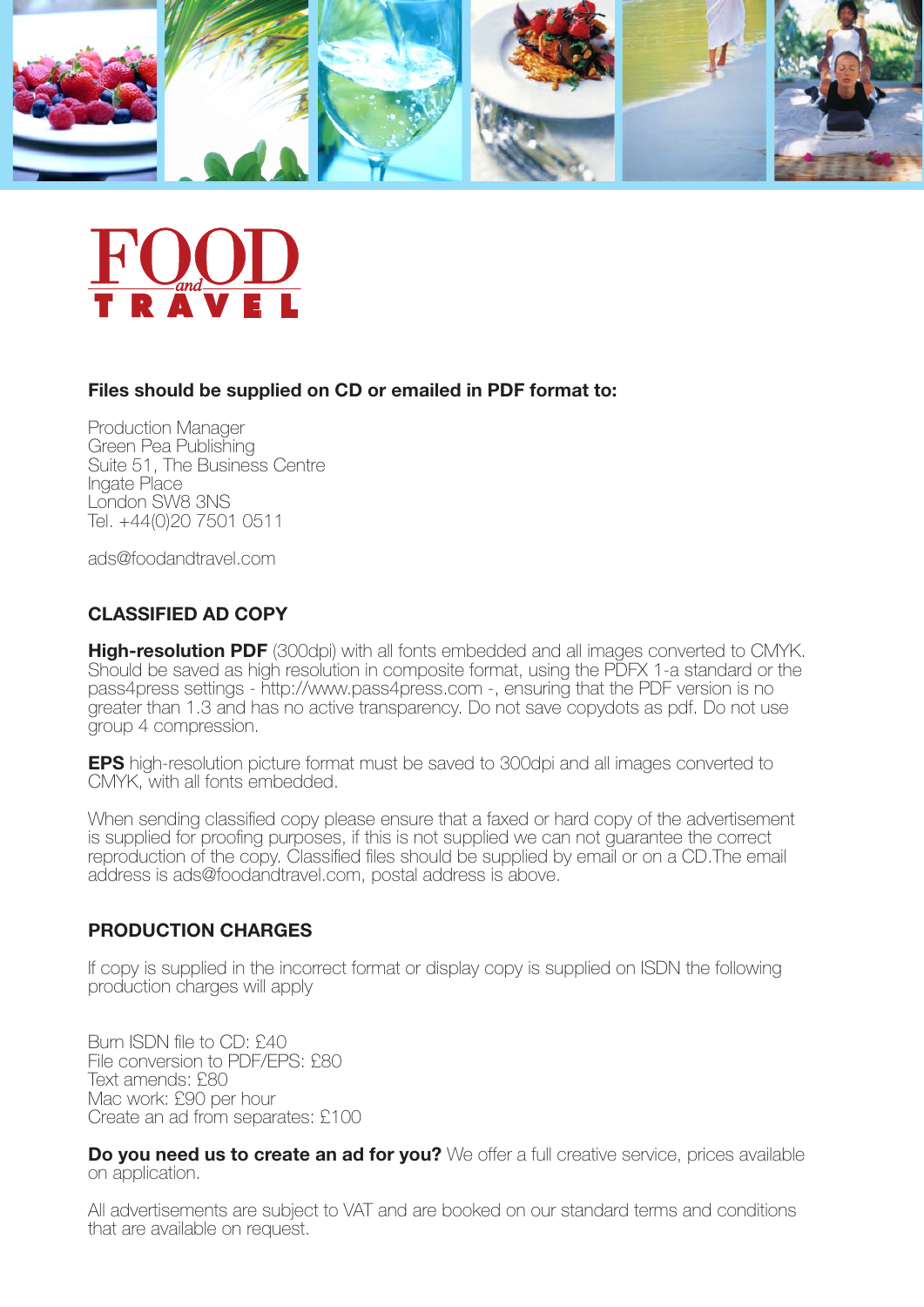# FOOD *and* TRAVEL

**Files should be supplied on CD or emailed in PDF format to:**

Production Manager
Green Pea Publishing
Suite 51, The Business Centre
Ingate Place
London SW8 3NS
Tel. +44(0)20 7501 0511

ads@foodandtravel.com

## CLASSIFIED AD COPY

**High-resolution PDF** (300dpi) with all fonts embedded and all images converted to CMYK. Should be saved as high resolution in composite format, using the PDFX 1-a standard or the pass4press settings - http://www.pass4press.com -, ensuring that the PDF version is no greater than 1.3 and has no active transparency. Do not save copydots as pdf. Do not use group 4 compression.

**EPS** high-resolution picture format must be saved to 300dpi and all images converted to CMYK, with all fonts embedded.

When sending classified copy please ensure that a faxed or hard copy of the advertisement is supplied for proofing purposes, if this is not supplied we can not guarantee the correct reproduction of the copy. Classified files should be supplied by email or on a CD.The email address is ads@foodandtravel.com, postal address is above.

## PRODUCTION CHARGES

If copy is supplied in the incorrect format or display copy is supplied on ISDN the following production charges will apply

Burn ISDN file to CD: £40
File conversion to PDF/EPS: £80
Text amends: £80
Mac work: £90 per hour
Create an ad from separates: £100

**Do you need us to create an ad for you?** We offer a full creative service, prices available on application.

All advertisements are subject to VAT and are booked on our standard terms and conditions that are available on request.